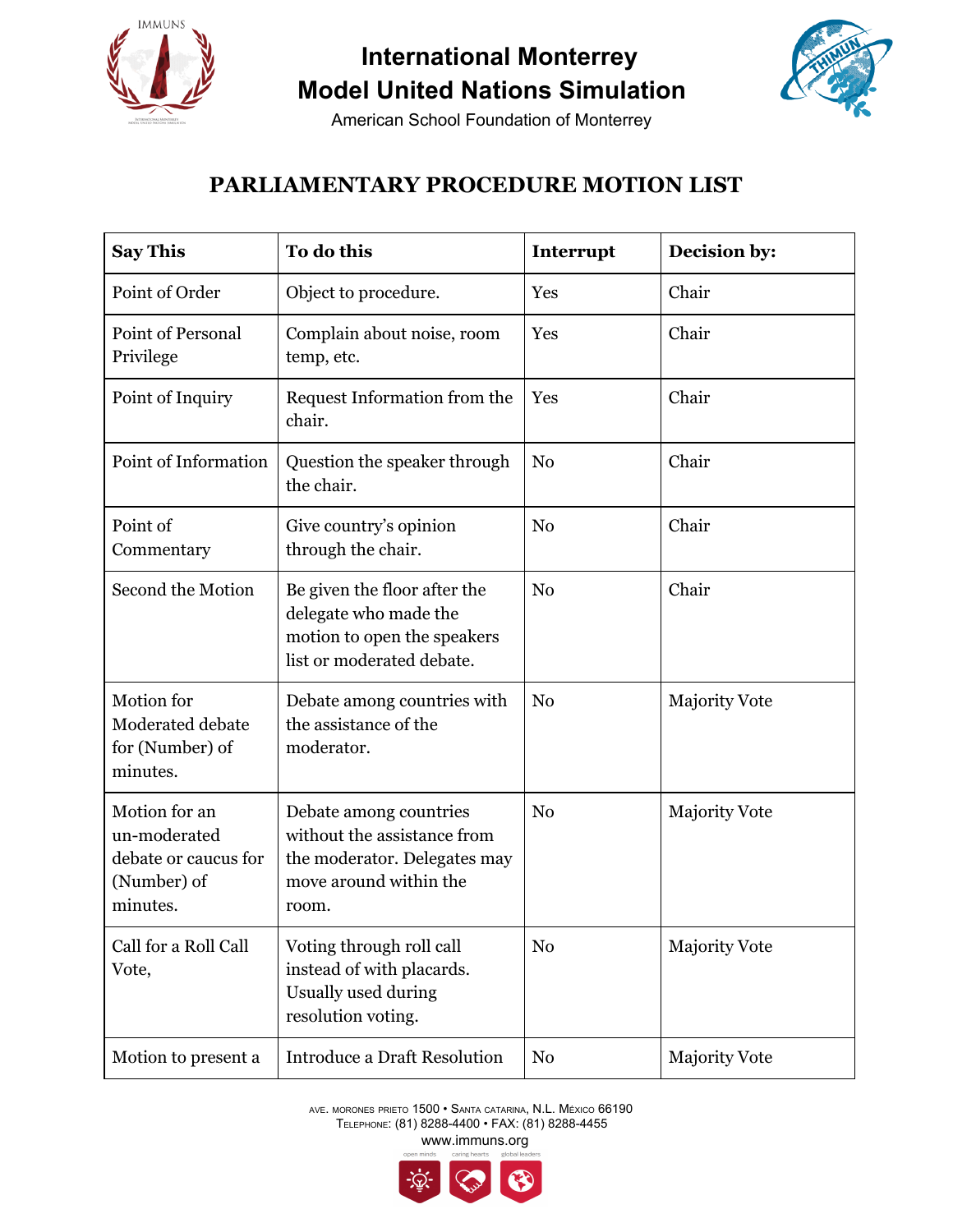# International Monterrey Model United Nations Simulation

American School Foundation of Monterrey

## PARLIAMENTARY PROCEDURE MOTION LIST

| Say This | To do this | Interrupt | Decision by: |
|---|---|---|---|
| Point of Order | Object to procedure. | Yes | Chair |
| Point of Personal Privilege | Complain about noise, room temp, etc. | Yes | Chair |
| Point of Inquiry | Request Information from the chair. | Yes | Chair |
| Point of Information | Question the speaker through the chair. | No | Chair |
| Point of Commentary | Give country's opinion through the chair. | No | Chair |
| Second the Motion | Be given the floor after the delegate who made the motion to open the speakers list or moderated debate. | No | Chair |
| Motion for Moderated debate for (Number) of minutes. | Debate among countries with the assistance of the moderator. | No | Majority Vote |
| Motion for an un-moderated debate or caucus for (Number) of minutes. | Debate among countries without the assistance from the moderator. Delegates may move around within the room. | No | Majority Vote |
| Call for a Roll Call Vote, | Voting through roll call instead of with placards. Usually used during resolution voting. | No | Majority Vote |
| Motion to present a | Introduce a Draft Resolution | No | Majority Vote |

AVE. MORONES PRIETO 1500 • SANTA CATARINA, N.L. MÉXICO 66190
TELEPHONE: (81) 8288-4400 • FAX: (81) 8288-4455
www.immuns.org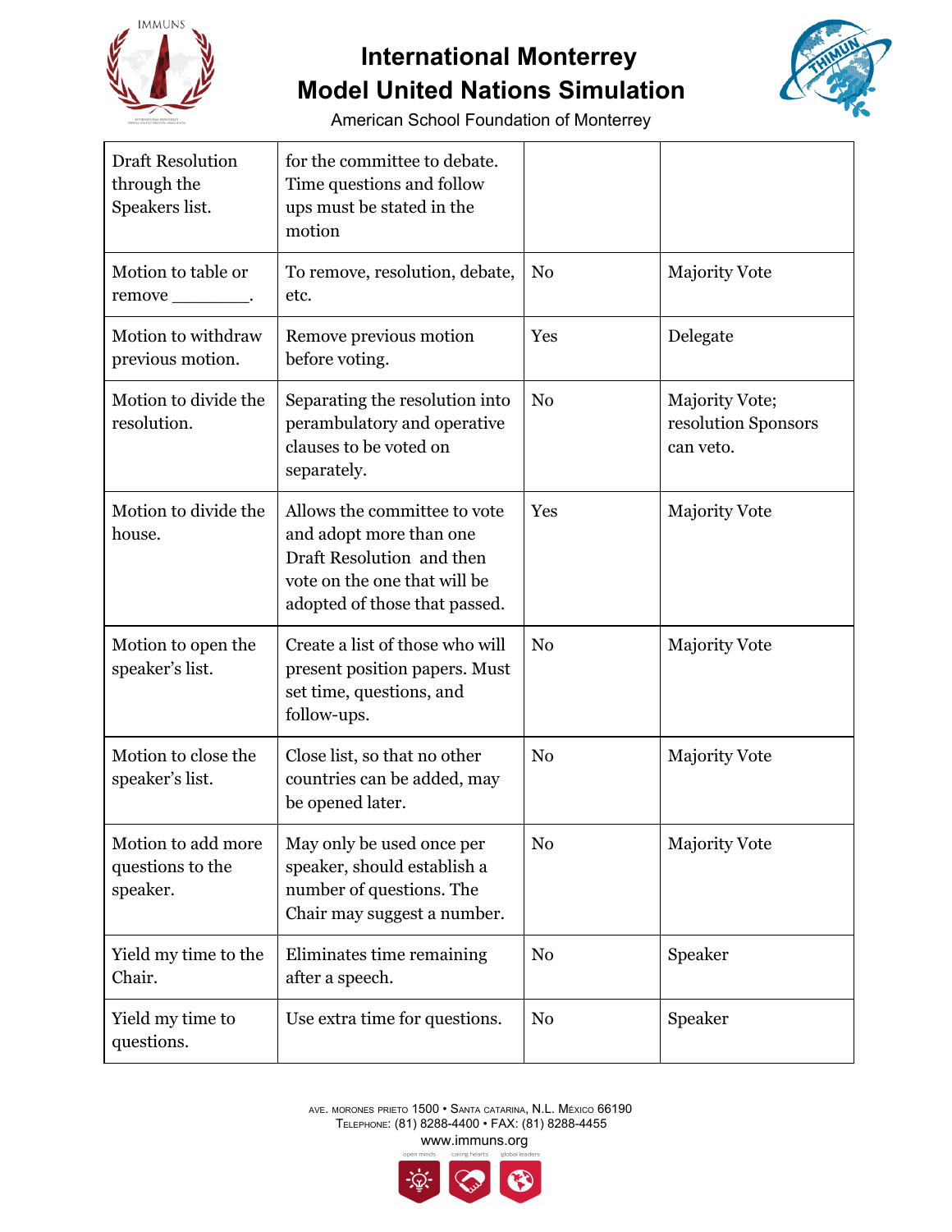| Draft Resolution through the Speakers list. | for the committee to debate. Time questions and follow ups must be stated in the motion | | |
|---|---|---|---|
| Motion to table or remove ________. | To remove, resolution, debate, etc. | No | Majority Vote |
| Motion to withdraw previous motion. | Remove previous motion before voting. | Yes | Delegate |
| Motion to divide the resolution. | Separating the resolution into perambulatory and operative clauses to be voted on separately. | No | Majority Vote; resolution Sponsors can veto. |
| Motion to divide the house. | Allows the committee to vote and adopt more than one Draft Resolution and then vote on the one that will be adopted of those that passed. | Yes | Majority Vote |
| Motion to open the speaker's list. | Create a list of those who will present position papers. Must set time, questions, and follow-ups. | No | Majority Vote |
| Motion to close the speaker's list. | Close list, so that no other countries can be added, may be opened later. | No | Majority Vote |
| Motion to add more questions to the speaker. | May only be used once per speaker, should establish a number of questions. The Chair may suggest a number. | No | Majority Vote |
| Yield my time to the Chair. | Eliminates time remaining after a speech. | No | Speaker |
| Yield my time to questions. | Use extra time for questions. | No | Speaker |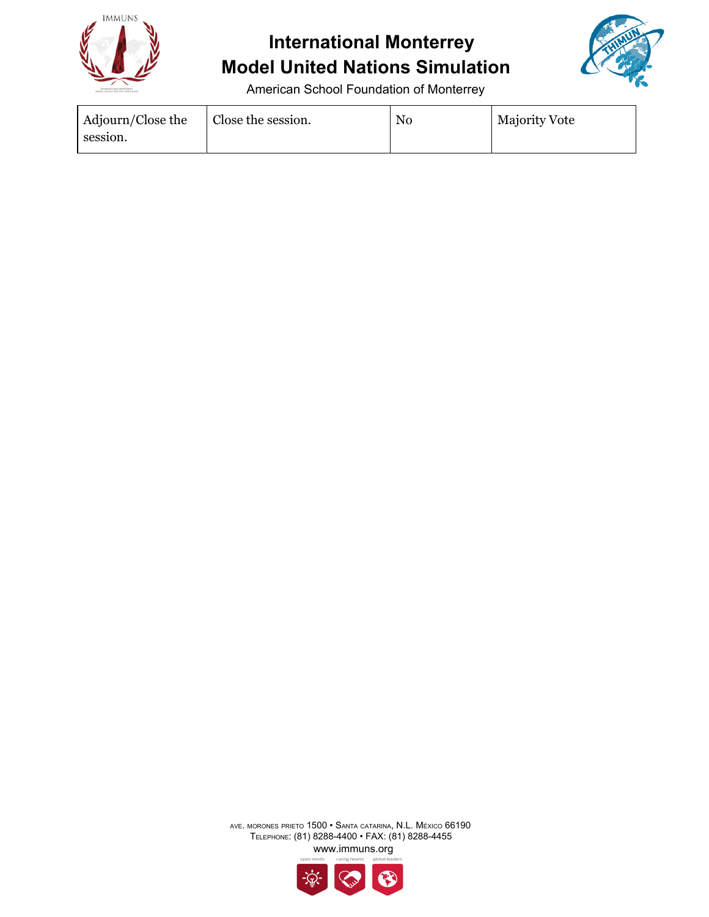| | | | |
|---|---|---|---|
| Adjourn/Close the session. | Close the session. | No | Majority Vote |